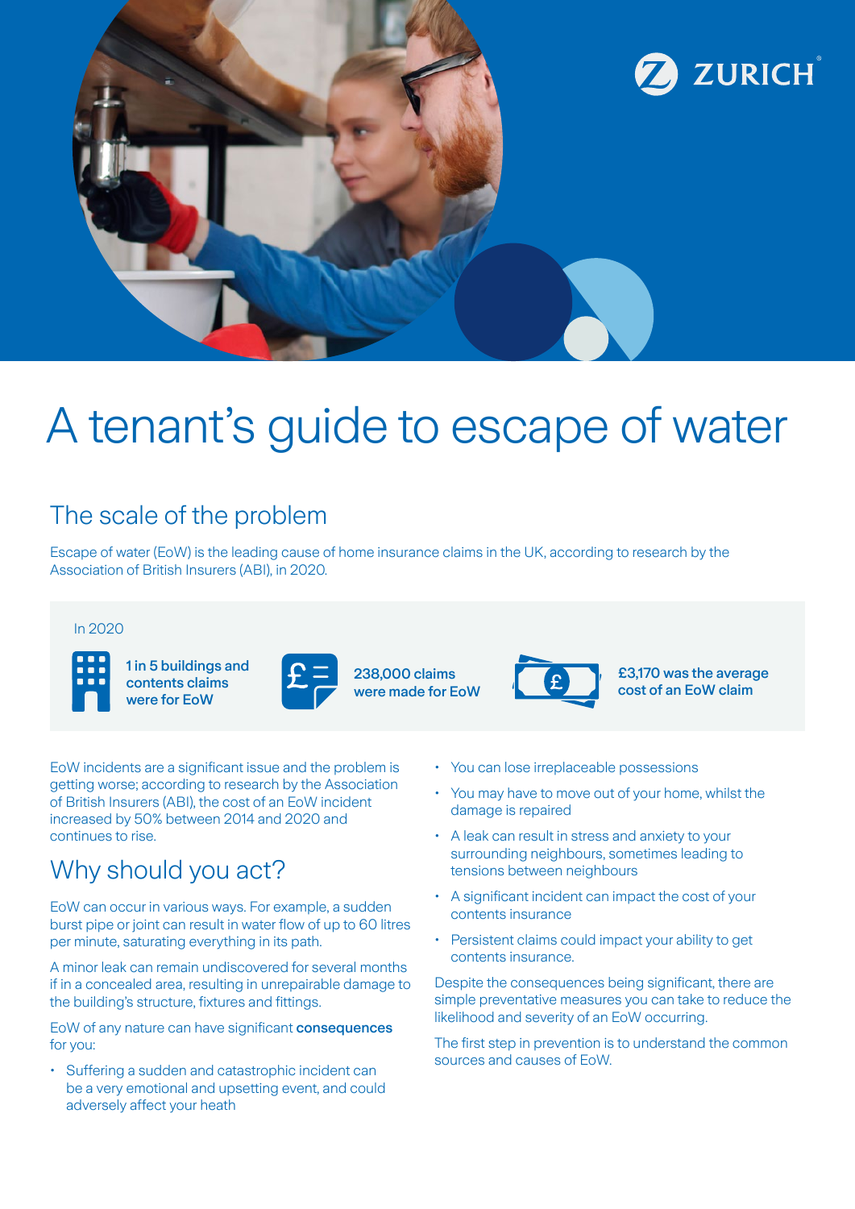ZURICH

# A tenant's guide to escape of water

## The scale of the problem

Escape of water (EoW) is the leading cause of home insurance claims in the UK, according to research by the Association of British Insurers (ABI), in 2020.

In 2020

**1 in 5 buildings and contents claims were for EoW**

**238,000 claims were made for EoW**

**£3,170 was the average cost of an EoW claim**

EoW incidents are a significant issue and the problem is getting worse; according to research by the Association of British Insurers (ABI), the cost of an EoW incident increased by 50% between 2014 and 2020 and continues to rise.

## Why should you act?

EoW can occur in various ways. For example, a sudden burst pipe or joint can result in water flow of up to 60 litres per minute, saturating everything in its path.

A minor leak can remain undiscovered for several months if in a concealed area, resulting in unrepairable damage to the building's structure, fixtures and fittings.

EoW of any nature can have significant **consequences** for you:

- Suffering a sudden and catastrophic incident can be a very emotional and upsetting event, and could adversely affect your heath
- You can lose irreplaceable possessions
- You may have to move out of your home, whilst the damage is repaired
- A leak can result in stress and anxiety to your surrounding neighbours, sometimes leading to tensions between neighbours
- A significant incident can impact the cost of your contents insurance
- Persistent claims could impact your ability to get contents insurance.

Despite the consequences being significant, there are simple preventative measures you can take to reduce the likelihood and severity of an EoW occurring.

The first step in prevention is to understand the common sources and causes of EoW.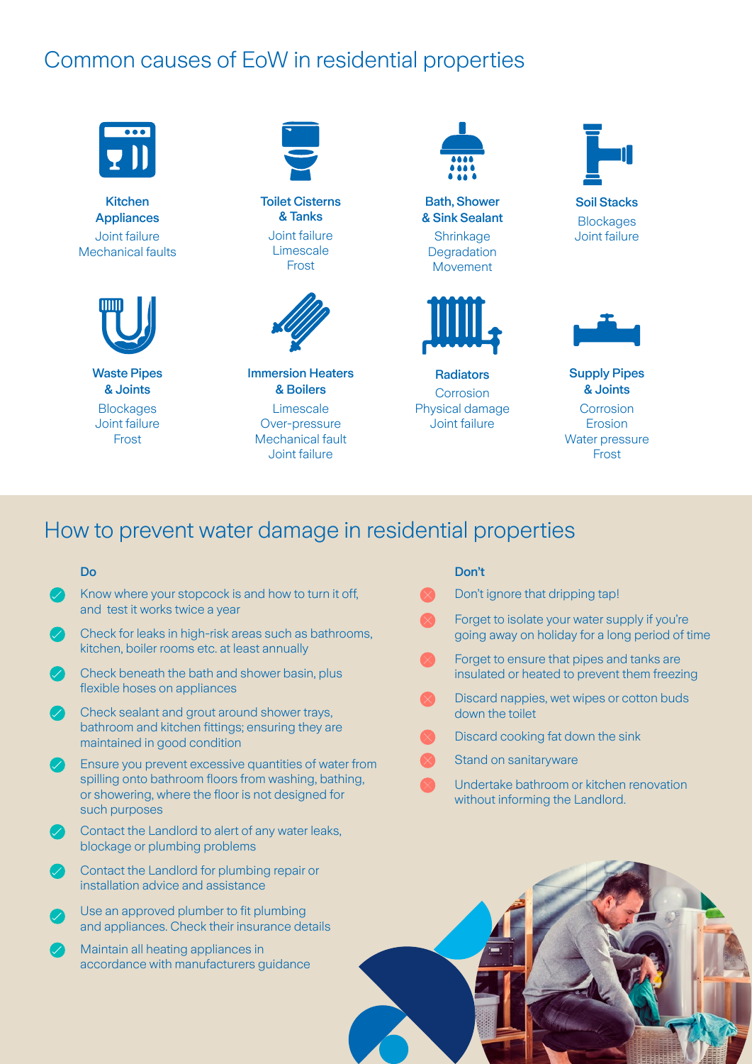## Common causes of EoW in residential properties

**Kitchen Appliances**
Joint failure
Mechanical faults

**Toilet Cisterns & Tanks**
Joint failure
Limescale
Frost

**Bath, Shower & Sink Sealant**
Shrinkage
Degradation
Movement

**Soil Stacks**
Blockages
Joint failure

**Waste Pipes & Joints**
Blockages
Joint failure
Frost

**Immersion Heaters & Boilers**
Limescale
Over-pressure
Mechanical fault
Joint failure

**Radiators**
Corrosion
Physical damage
Joint failure

**Supply Pipes & Joints**
Corrosion
Erosion
Water pressure
Frost

## How to prevent water damage in residential properties

**Do**

- Know where your stopcock is and how to turn it off, and test it works twice a year
- Check for leaks in high-risk areas such as bathrooms, kitchen, boiler rooms etc. at least annually
- Check beneath the bath and shower basin, plus flexible hoses on appliances
- Check sealant and grout around shower trays, bathroom and kitchen fittings; ensuring they are maintained in good condition
- Ensure you prevent excessive quantities of water from spilling onto bathroom floors from washing, bathing, or showering, where the floor is not designed for such purposes
- Contact the Landlord to alert of any water leaks, blockage or plumbing problems
- Contact the Landlord for plumbing repair or installation advice and assistance
- Use an approved plumber to fit plumbing and appliances. Check their insurance details
- Maintain all heating appliances in accordance with manufacturers guidance

**Don't**

- Don't ignore that dripping tap!
- Forget to isolate your water supply if you're going away on holiday for a long period of time
- Forget to ensure that pipes and tanks are insulated or heated to prevent them freezing
- Discard nappies, wet wipes or cotton buds down the toilet
- Discard cooking fat down the sink
- Stand on sanitaryware
- Undertake bathroom or kitchen renovation without informing the Landlord.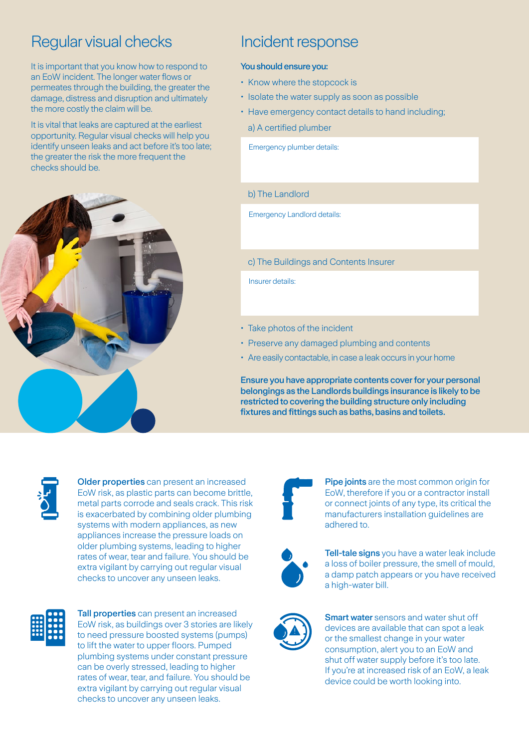## Regular visual checks

It is important that you know how to respond to an EoW incident. The longer water flows or permeates through the building, the greater the damage, distress and disruption and ultimately the more costly the claim will be.

It is vital that leaks are captured at the earliest opportunity. Regular visual checks will help you identify unseen leaks and act before it's too late; the greater the risk the more frequent the checks should be.

## Incident response

**You should ensure you:**

- Know where the stopcock is
- Isolate the water supply as soon as possible
- Have emergency contact details to hand including;

  a) A certified plumber

  Emergency plumber details:

  b) The Landlord

  Emergency Landlord details:

  c) The Buildings and Contents Insurer

  Insurer details:

- Take photos of the incident
- Preserve any damaged plumbing and contents
- Are easily contactable, in case a leak occurs in your home

**Ensure you have appropriate contents cover for your personal belongings as the Landlords buildings insurance is likely to be restricted to covering the building structure only including fixtures and fittings such as baths, basins and toilets.**

**Older properties** can present an increased EoW risk, as plastic parts can become brittle, metal parts corrode and seals crack. This risk is exacerbated by combining older plumbing systems with modern appliances, as new appliances increase the pressure loads on older plumbing systems, leading to higher rates of wear, tear and failure. You should be extra vigilant by carrying out regular visual checks to uncover any unseen leaks.

**Tall properties** can present an increased EoW risk, as buildings over 3 stories are likely to need pressure boosted systems (pumps) to lift the water to upper floors. Pumped plumbing systems under constant pressure can be overly stressed, leading to higher rates of wear, tear, and failure. You should be extra vigilant by carrying out regular visual checks to uncover any unseen leaks.

**Pipe joints** are the most common origin for EoW, therefore if you or a contractor install or connect joints of any type, its critical the manufacturers installation guidelines are adhered to.

**Tell-tale signs** you have a water leak include a loss of boiler pressure, the smell of mould, a damp patch appears or you have received a high-water bill.

**Smart water** sensors and water shut off devices are available that can spot a leak or the smallest change in your water consumption, alert you to an EoW and shut off water supply before it's too late. If you're at increased risk of an EoW, a leak device could be worth looking into.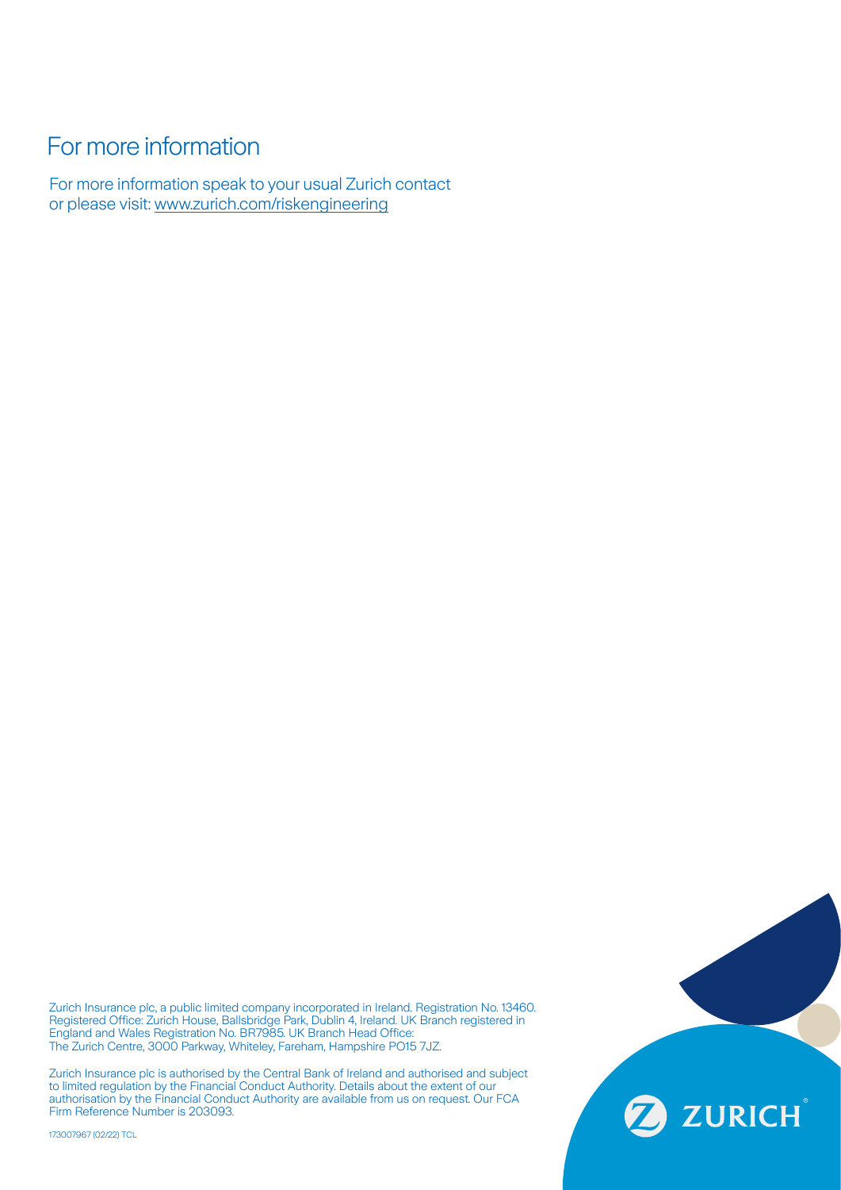## For more information

For more information speak to your usual Zurich contact or please visit: [www.zurich.com/riskengineering](http://www.zurich.com/riskengineering)

Zurich Insurance plc, a public limited company incorporated in Ireland. Registration No. 13460. Registered Office: Zurich House, Ballsbridge Park, Dublin 4, Ireland. UK Branch registered in England and Wales Registration No. BR7985. UK Branch Head Office: The Zurich Centre, 3000 Parkway, Whiteley, Fareham, Hampshire PO15 7JZ.

Zurich Insurance plc is authorised by the Central Bank of Ireland and authorised and subject to limited regulation by the Financial Conduct Authority. Details about the extent of our authorisation by the Financial Conduct Authority are available from us on request. Our FCA Firm Reference Number is 203093.

173007967 (02/22) TCL

ZURICH®